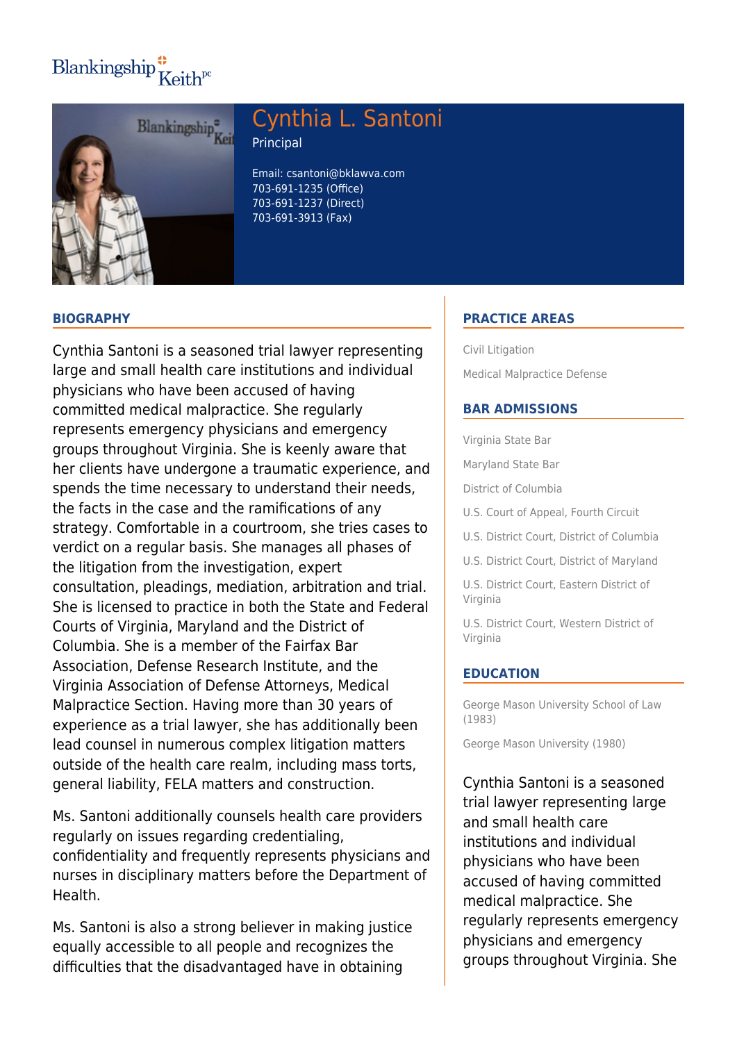Blankingship Keith pc

# Cynthia L. Santoni

Principal

Email: csantoni@bklawva.com
703-691-1235 (Office)
703-691-1237 (Direct)
703-691-3913 (Fax)

## BIOGRAPHY

Cynthia Santoni is a seasoned trial lawyer representing large and small health care institutions and individual physicians who have been accused of having committed medical malpractice. She regularly represents emergency physicians and emergency groups throughout Virginia. She is keenly aware that her clients have undergone a traumatic experience, and spends the time necessary to understand their needs, the facts in the case and the ramifications of any strategy. Comfortable in a courtroom, she tries cases to verdict on a regular basis. She manages all phases of the litigation from the investigation, expert consultation, pleadings, mediation, arbitration and trial. She is licensed to practice in both the State and Federal Courts of Virginia, Maryland and the District of Columbia. She is a member of the Fairfax Bar Association, Defense Research Institute, and the Virginia Association of Defense Attorneys, Medical Malpractice Section. Having more than 30 years of experience as a trial lawyer, she has additionally been lead counsel in numerous complex litigation matters outside of the health care realm, including mass torts, general liability, FELA matters and construction.

Ms. Santoni additionally counsels health care providers regularly on issues regarding credentialing, confidentiality and frequently represents physicians and nurses in disciplinary matters before the Department of Health.

Ms. Santoni is also a strong believer in making justice equally accessible to all people and recognizes the difficulties that the disadvantaged have in obtaining

## PRACTICE AREAS

Civil Litigation

Medical Malpractice Defense

## BAR ADMISSIONS

Virginia State Bar

Maryland State Bar

District of Columbia

U.S. Court of Appeal, Fourth Circuit

U.S. District Court, District of Columbia

U.S. District Court, District of Maryland

U.S. District Court, Eastern District of Virginia

U.S. District Court, Western District of Virginia

## EDUCATION

George Mason University School of Law (1983)

George Mason University (1980)

Cynthia Santoni is a seasoned trial lawyer representing large and small health care institutions and individual physicians who have been accused of having committed medical malpractice. She regularly represents emergency physicians and emergency groups throughout Virginia. She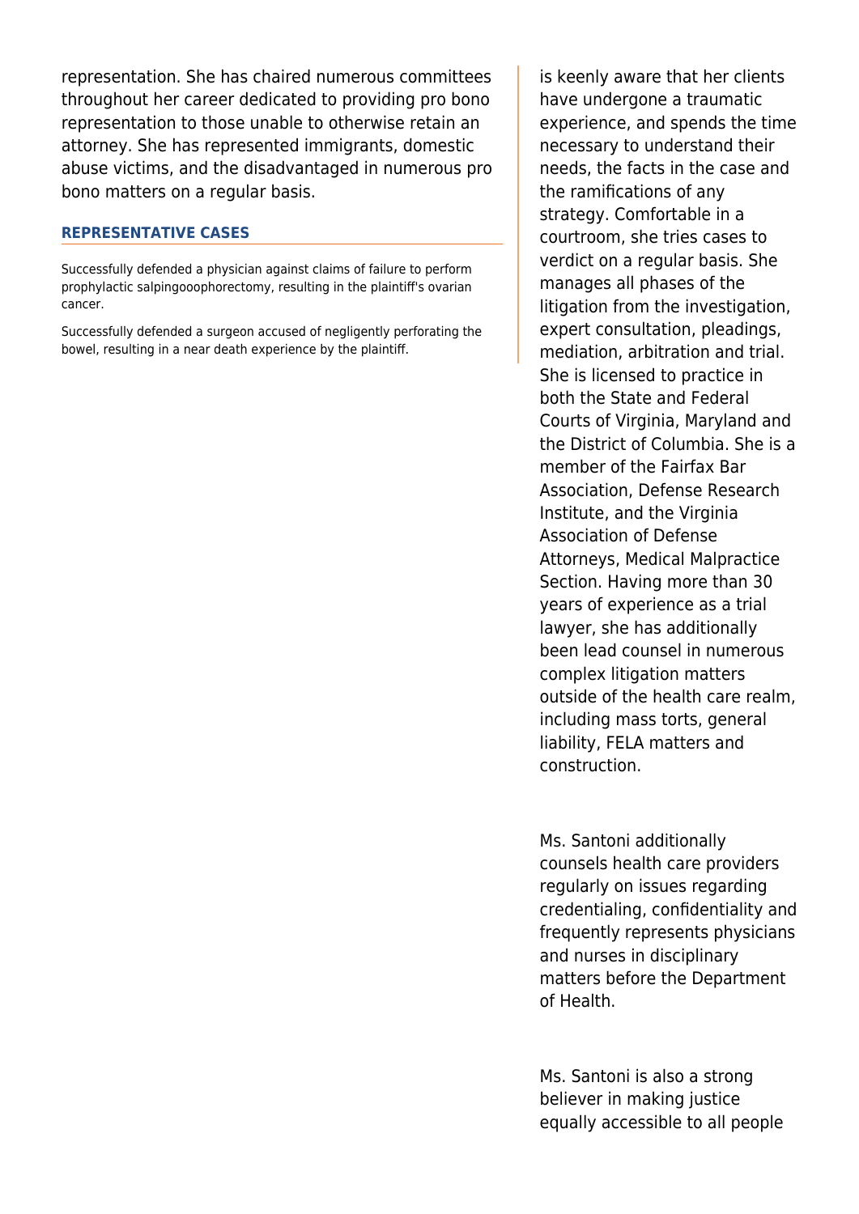representation. She has chaired numerous committees throughout her career dedicated to providing pro bono representation to those unable to otherwise retain an attorney. She has represented immigrants, domestic abuse victims, and the disadvantaged in numerous pro bono matters on a regular basis.

## REPRESENTATIVE CASES

Successfully defended a physician against claims of failure to perform prophylactic salpingooophorectomy, resulting in the plaintiff's ovarian cancer.

Successfully defended a surgeon accused of negligently perforating the bowel, resulting in a near death experience by the plaintiff.

is keenly aware that her clients have undergone a traumatic experience, and spends the time necessary to understand their needs, the facts in the case and the ramifications of any strategy. Comfortable in a courtroom, she tries cases to verdict on a regular basis. She manages all phases of the litigation from the investigation, expert consultation, pleadings, mediation, arbitration and trial. She is licensed to practice in both the State and Federal Courts of Virginia, Maryland and the District of Columbia. She is a member of the Fairfax Bar Association, Defense Research Institute, and the Virginia Association of Defense Attorneys, Medical Malpractice Section. Having more than 30 years of experience as a trial lawyer, she has additionally been lead counsel in numerous complex litigation matters outside of the health care realm, including mass torts, general liability, FELA matters and construction.

Ms. Santoni additionally counsels health care providers regularly on issues regarding credentialing, confidentiality and frequently represents physicians and nurses in disciplinary matters before the Department of Health.

Ms. Santoni is also a strong believer in making justice equally accessible to all people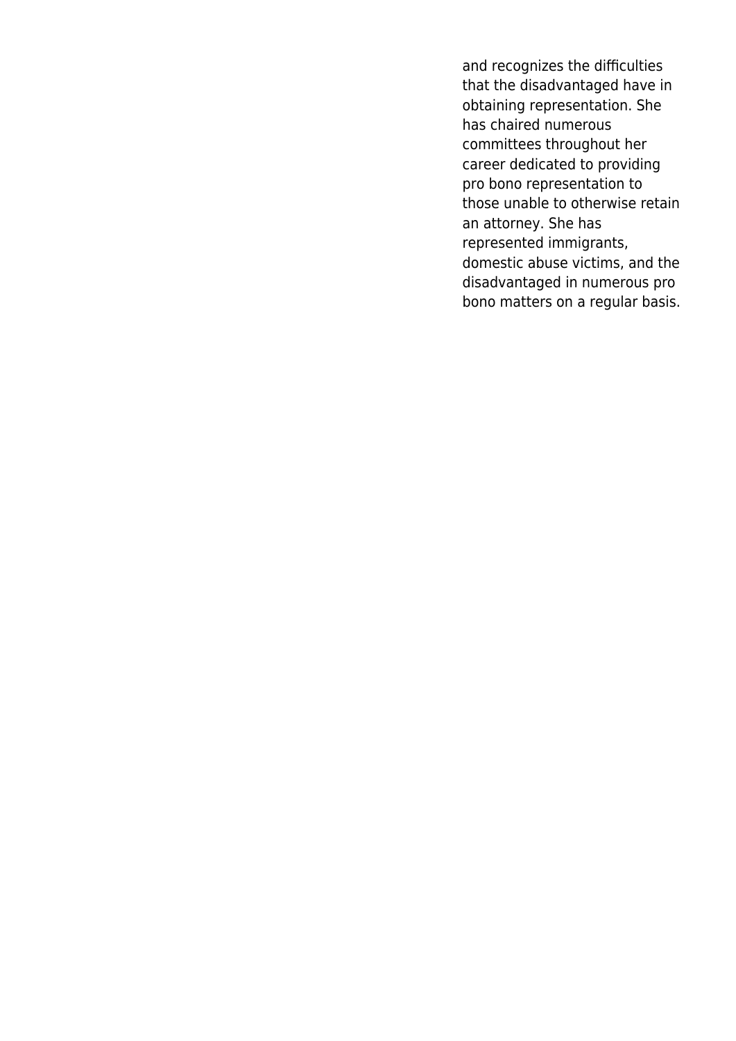and recognizes the difficulties that the disadvantaged have in obtaining representation. She has chaired numerous committees throughout her career dedicated to providing pro bono representation to those unable to otherwise retain an attorney. She has represented immigrants, domestic abuse victims, and the disadvantaged in numerous pro bono matters on a regular basis.